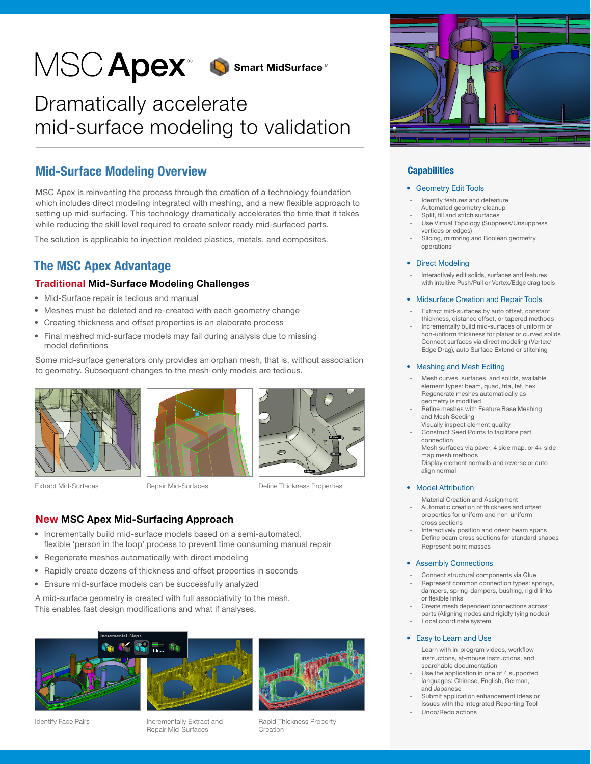# MSC Apex® Smart MidSurface™

## Dramatically accelerate mid-surface modeling to validation

## Mid-Surface Modeling Overview

MSC Apex is reinventing the process through the creation of a technology foundation which includes direct modeling integrated with meshing, and a new flexible approach to setting up mid-surfacing. This technology dramatically accelerates the time that it takes while reducing the skill level required to create solver ready mid-surfaced parts.

The solution is applicable to injection molded plastics, metals, and composites.

## The MSC Apex Advantage

### Traditional Mid-Surface Modeling Challenges

- Mid-Surface repair is tedious and manual
- Meshes must be deleted and re-created with each geometry change
- Creating thickness and offset properties is an elaborate process
- Final meshed mid-surface models may fail during analysis due to missing model definitions

Some mid-surface generators only provides an orphan mesh, that is, without association to geometry. Subsequent changes to the mesh-only models are tedious.

Extract Mid-Surfaces

Repair Mid-Surfaces

Define Thickness Properties

### New MSC Apex Mid-Surfacing Approach

- Incrementally build mid-surface models based on a semi-automated, flexible 'person in the loop' process to prevent time consuming manual repair
- Regenerate meshes automatically with direct modeling
- Rapidly create dozens of thickness and offset properties in seconds
- Ensure mid-surface models can be successfully analyzed

A mid-surface geometry is created with full associativity to the mesh. This enables fast design modifications and what if analyses.

Identify Face Pairs

Incrementally Extract and Repair Mid-Surfaces

Rapid Thickness Property Creation

## Capabilities

- **Geometry Edit Tools**
  - Identify features and defeature
  - Automated geometry cleanup
  - Split, fill and stitch surfaces
  - Use Virtual Topology (Suppress/Unsuppress vertices or edges)
  - Slicing, mirroring and Boolean geometry operations
- **Direct Modeling**
  - Interactively edit solids, surfaces and features with intuitive Push/Pull or Vertex/Edge drag tools
- **Midsurface Creation and Repair Tools**
  - Extract mid-surfaces by auto offset, constant thickness, distance offset, or tapered methods
  - Incrementally build mid-surfaces of uniform or non-uniform thickness for planar or curved solids
  - Connect surfaces via direct modeling (Vertex/Edge Drag), auto Surface Extend or stitching
- **Meshing and Mesh Editing**
  - Mesh curves, surfaces, and solids, available element types: beam, quad, tria, tet, hex
  - Regenerate meshes automatically as geometry is modified
  - Refine meshes with Feature Base Meshing and Mesh Seeding
  - Visually inspect element quality
  - Construct Seed Points to facilitate part connection
  - Mesh surfaces via paver, 4 side map, or 4+ side map mesh methods
  - Display element normals and reverse or auto align normal
- **Model Attribution**
  - Material Creation and Assignment
  - Automatic creation of thickness and offset properties for uniform and non-uniform cross sections
  - Interactively position and orient beam spans
  - Define beam cross sections for standard shapes
  - Represent point masses
- **Assembly Connections**
  - Connect structural components via Glue
  - Represent common connection types: springs, dampers, spring-dampers, bushing, rigid links or flexible links
  - Create mesh dependent connections across parts (Aligning nodes and rigidly tying nodes)
  - Local coordinate system
- **Easy to Learn and Use**
  - Learn with in-program videos, workflow instructions, at-mouse instructions, and searchable documentation
  - Use the application in one of 4 supported languages: Chinese, English, German, and Japanese
  - Submit application enhancement ideas or issues with the Integrated Reporting Tool
  - Undo/Redo actions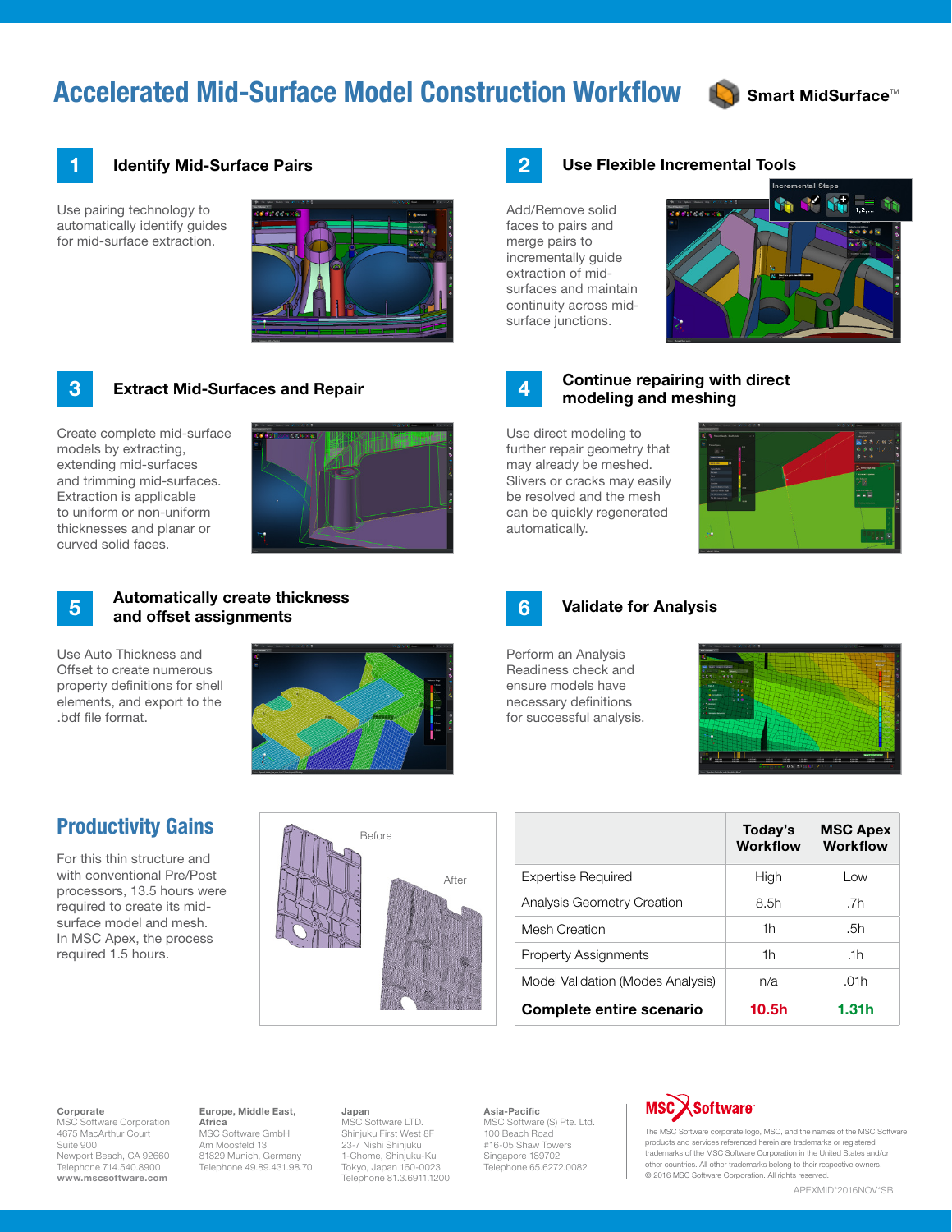# Accelerated Mid-Surface Model Construction Workflow

Smart MidSurface™

## 1 Identify Mid-Surface Pairs

Use pairing technology to automatically identify guides for mid-surface extraction.

## 2 Use Flexible Incremental Tools

Add/Remove solid faces to pairs and merge pairs to incrementally guide extraction of mid-surfaces and maintain continuity across mid-surface junctions.

## 3 Extract Mid-Surfaces and Repair

Create complete mid-surface models by extracting, extending mid-surfaces and trimming mid-surfaces. Extraction is applicable to uniform or non-uniform thicknesses and planar or curved solid faces.

## 4 Continue repairing with direct modeling and meshing

Use direct modeling to further repair geometry that may already be meshed. Slivers or cracks may easily be resolved and the mesh can be quickly regenerated automatically.

## 5 Automatically create thickness and offset assignments

Use Auto Thickness and Offset to create numerous property definitions for shell elements, and export to the .bdf file format.

## 6 Validate for Analysis

Perform an Analysis Readiness check and ensure models have necessary definitions for successful analysis.

## Productivity Gains

For this thin structure and with conventional Pre/Post processors, 13.5 hours were required to create its mid-surface model and mesh. In MSC Apex, the process required 1.5 hours.

Before

After

| | Today's Workflow | MSC Apex Workflow |
|---|---|---|
| Expertise Required | High | Low |
| Analysis Geometry Creation | 8.5h | .7h |
| Mesh Creation | 1h | .5h |
| Property Assignments | 1h | .1h |
| Model Validation (Modes Analysis) | n/a | .01h |
| **Complete entire scenario** | **10.5h** | **1.31h** |

**Corporate**
MSC Software Corporation
4675 MacArthur Court
Suite 900
Newport Beach, CA 92660
Telephone 714.540.8900
**www.mscsoftware.com**

**Europe, Middle East, Africa**
MSC Software GmbH
Am Moosfeld 13
81829 Munich, Germany
Telephone 49.89.431.98.70

**Japan**
MSC Software LTD.
Shinjuku First West 8F
23-7 Nishi Shinjuku
1-Chome, Shinjuku-Ku
Tokyo, Japan 160-0023
Telephone 81.3.6911.1200

**Asia-Pacific**
MSC Software (S) Pte. Ltd.
100 Beach Road
#16-05 Shaw Towers
Singapore 189702
Telephone 65.6272.0082

MSC Software

The MSC Software corporate logo, MSC, and the names of the MSC Software products and services referenced herein are trademarks or registered trademarks of the MSC Software Corporation in the United States and/or other countries. All other trademarks belong to their respective owners. © 2016 MSC Software Corporation. All rights reserved.

APEXMID*2016NOV*SB